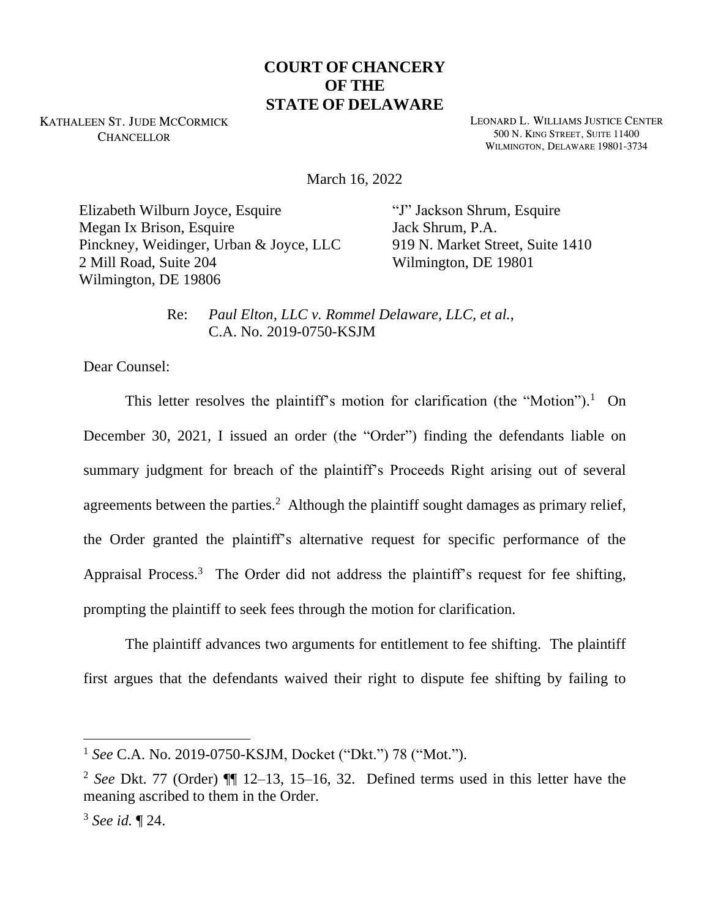**COURT OF CHANCERY**
**OF THE**
**STATE OF DELAWARE**

KATHALEEN ST. JUDE MCCORMICK
CHANCELLOR

LEONARD L. WILLIAMS JUSTICE CENTER
500 N. KING STREET, SUITE 11400
WILMINGTON, DELAWARE 19801-3734

March 16, 2022

Elizabeth Wilburn Joyce, Esquire
Megan Ix Brison, Esquire
Pinckney, Weidinger, Urban & Joyce, LLC
2 Mill Road, Suite 204
Wilmington, DE 19806

"J" Jackson Shrum, Esquire
Jack Shrum, P.A.
919 N. Market Street, Suite 1410
Wilmington, DE 19801

Re: *Paul Elton, LLC v. Rommel Delaware, LLC, et al.*,
C.A. No. 2019-0750-KSJM

Dear Counsel:

This letter resolves the plaintiff's motion for clarification (the "Motion").[1] On December 30, 2021, I issued an order (the "Order") finding the defendants liable on summary judgment for breach of the plaintiff's Proceeds Right arising out of several agreements between the parties.[2] Although the plaintiff sought damages as primary relief, the Order granted the plaintiff's alternative request for specific performance of the Appraisal Process.[3] The Order did not address the plaintiff's request for fee shifting, prompting the plaintiff to seek fees through the motion for clarification.

The plaintiff advances two arguments for entitlement to fee shifting. The plaintiff first argues that the defendants waived their right to dispute fee shifting by failing to

---

[1] *See* C.A. No. 2019-0750-KSJM, Docket ("Dkt.") 78 ("Mot.").

[2] *See* Dkt. 77 (Order) ¶¶ 12–13, 15–16, 32. Defined terms used in this letter have the meaning ascribed to them in the Order.

[3] *See id.* ¶ 24.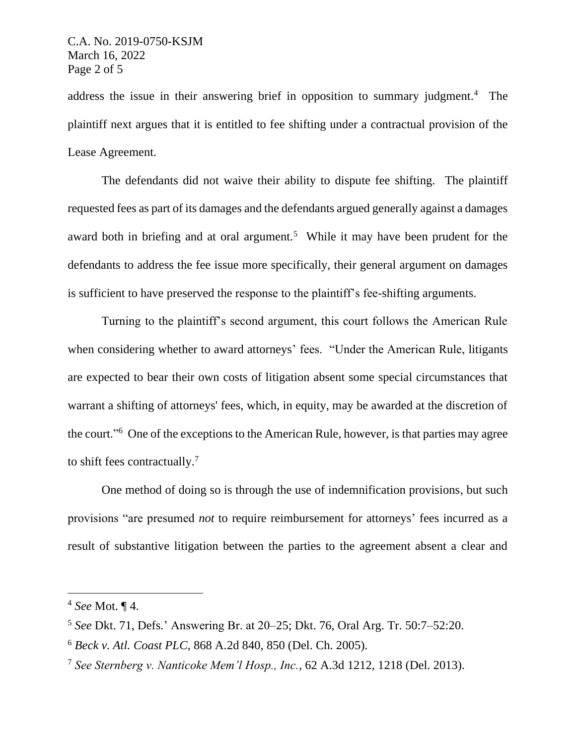address the issue in their answering brief in opposition to summary judgment.[4] The plaintiff next argues that it is entitled to fee shifting under a contractual provision of the Lease Agreement.

The defendants did not waive their ability to dispute fee shifting. The plaintiff requested fees as part of its damages and the defendants argued generally against a damages award both in briefing and at oral argument.[5] While it may have been prudent for the defendants to address the fee issue more specifically, their general argument on damages is sufficient to have preserved the response to the plaintiff's fee-shifting arguments.

Turning to the plaintiff's second argument, this court follows the American Rule when considering whether to award attorneys' fees. "Under the American Rule, litigants are expected to bear their own costs of litigation absent some special circumstances that warrant a shifting of attorneys' fees, which, in equity, may be awarded at the discretion of the court."[6] One of the exceptions to the American Rule, however, is that parties may agree to shift fees contractually.[7]

One method of doing so is through the use of indemnification provisions, but such provisions "are presumed *not* to require reimbursement for attorneys' fees incurred as a result of substantive litigation between the parties to the agreement absent a clear and

---

[4] *See* Mot. ¶ 4.

[5] *See* Dkt. 71, Defs.' Answering Br. at 20–25; Dkt. 76, Oral Arg. Tr. 50:7–52:20.

[6] *Beck v. Atl. Coast PLC*, 868 A.2d 840, 850 (Del. Ch. 2005).

[7] *See Sternberg v. Nanticoke Mem'l Hosp., Inc.*, 62 A.3d 1212, 1218 (Del. 2013).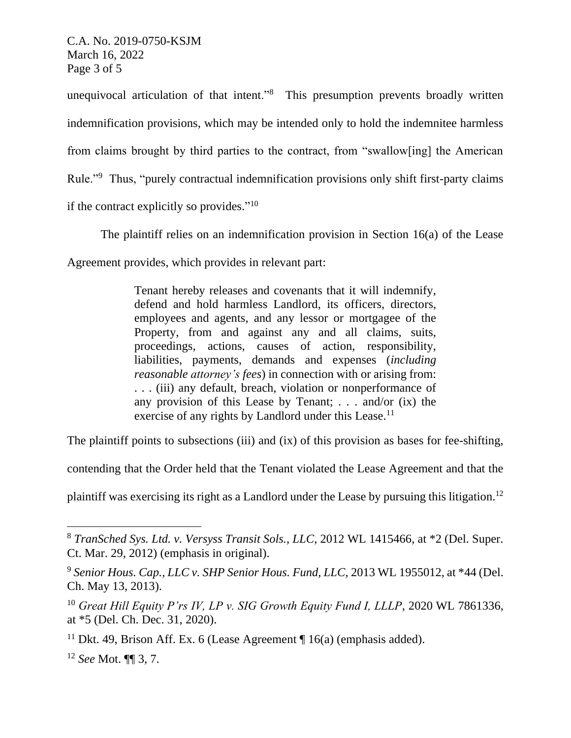unequivocal articulation of that intent."[8] This presumption prevents broadly written indemnification provisions, which may be intended only to hold the indemnitee harmless from claims brought by third parties to the contract, from "swallow[ing] the American Rule."[9] Thus, "purely contractual indemnification provisions only shift first-party claims if the contract explicitly so provides."[10]

The plaintiff relies on an indemnification provision in Section 16(a) of the Lease Agreement provides, which provides in relevant part:

> Tenant hereby releases and covenants that it will indemnify, defend and hold harmless Landlord, its officers, directors, employees and agents, and any lessor or mortgagee of the Property, from and against any and all claims, suits, proceedings, actions, causes of action, responsibility, liabilities, payments, demands and expenses (*including reasonable attorney's fees*) in connection with or arising from: . . . (iii) any default, breach, violation or nonperformance of any provision of this Lease by Tenant; . . . and/or (ix) the exercise of any rights by Landlord under this Lease.[11]

The plaintiff points to subsections (iii) and (ix) of this provision as bases for fee-shifting, contending that the Order held that the Tenant violated the Lease Agreement and that the plaintiff was exercising its right as a Landlord under the Lease by pursuing this litigation.[12]

---

[8] *TranSched Sys. Ltd. v. Versyss Transit Sols., LLC*, 2012 WL 1415466, at *2 (Del. Super. Ct. Mar. 29, 2012) (emphasis in original).

[9] *Senior Hous. Cap., LLC v. SHP Senior Hous. Fund, LLC*, 2013 WL 1955012, at *44 (Del. Ch. May 13, 2013).

[10] *Great Hill Equity P'rs IV, LP v. SIG Growth Equity Fund I, LLLP*, 2020 WL 7861336, at *5 (Del. Ch. Dec. 31, 2020).

[11] Dkt. 49, Brison Aff. Ex. 6 (Lease Agreement ¶ 16(a) (emphasis added).

[12] *See* Mot. ¶¶ 3, 7.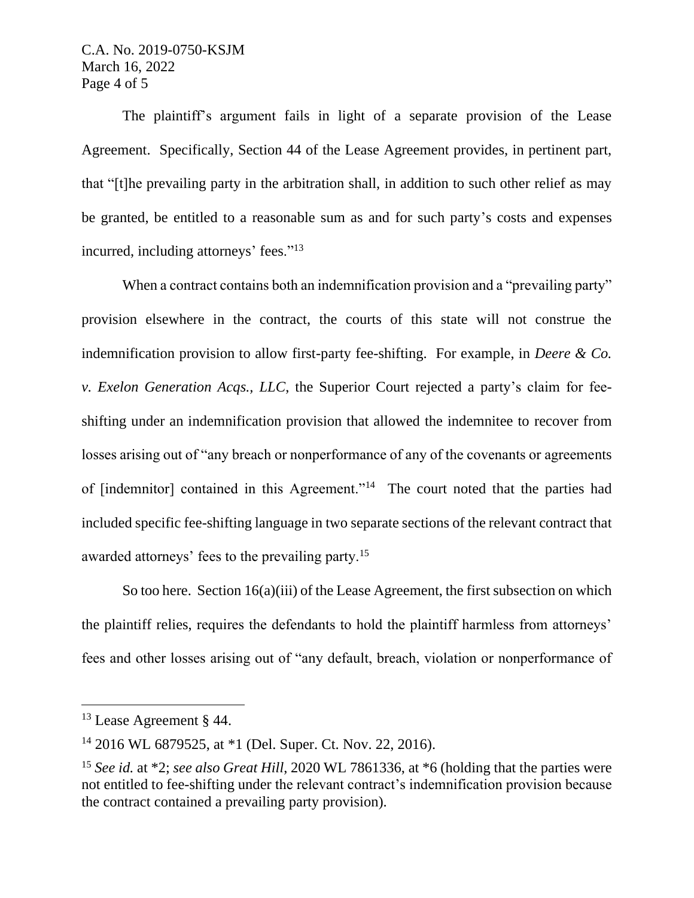The plaintiff's argument fails in light of a separate provision of the Lease Agreement. Specifically, Section 44 of the Lease Agreement provides, in pertinent part, that "[t]he prevailing party in the arbitration shall, in addition to such other relief as may be granted, be entitled to a reasonable sum as and for such party's costs and expenses incurred, including attorneys' fees."[13]

When a contract contains both an indemnification provision and a "prevailing party" provision elsewhere in the contract, the courts of this state will not construe the indemnification provision to allow first-party fee-shifting. For example, in *Deere & Co. v. Exelon Generation Acqs., LLC*, the Superior Court rejected a party's claim for fee-shifting under an indemnification provision that allowed the indemnitee to recover from losses arising out of "any breach or nonperformance of any of the covenants or agreements of [indemnitor] contained in this Agreement."[14] The court noted that the parties had included specific fee-shifting language in two separate sections of the relevant contract that awarded attorneys' fees to the prevailing party.[15]

So too here. Section 16(a)(iii) of the Lease Agreement, the first subsection on which the plaintiff relies, requires the defendants to hold the plaintiff harmless from attorneys' fees and other losses arising out of "any default, breach, violation or nonperformance of

---

[13] Lease Agreement § 44.

[14] 2016 WL 6879525, at *1 (Del. Super. Ct. Nov. 22, 2016).

[15] *See id.* at *2; *see also Great Hill*, 2020 WL 7861336, at *6 (holding that the parties were not entitled to fee-shifting under the relevant contract's indemnification provision because the contract contained a prevailing party provision).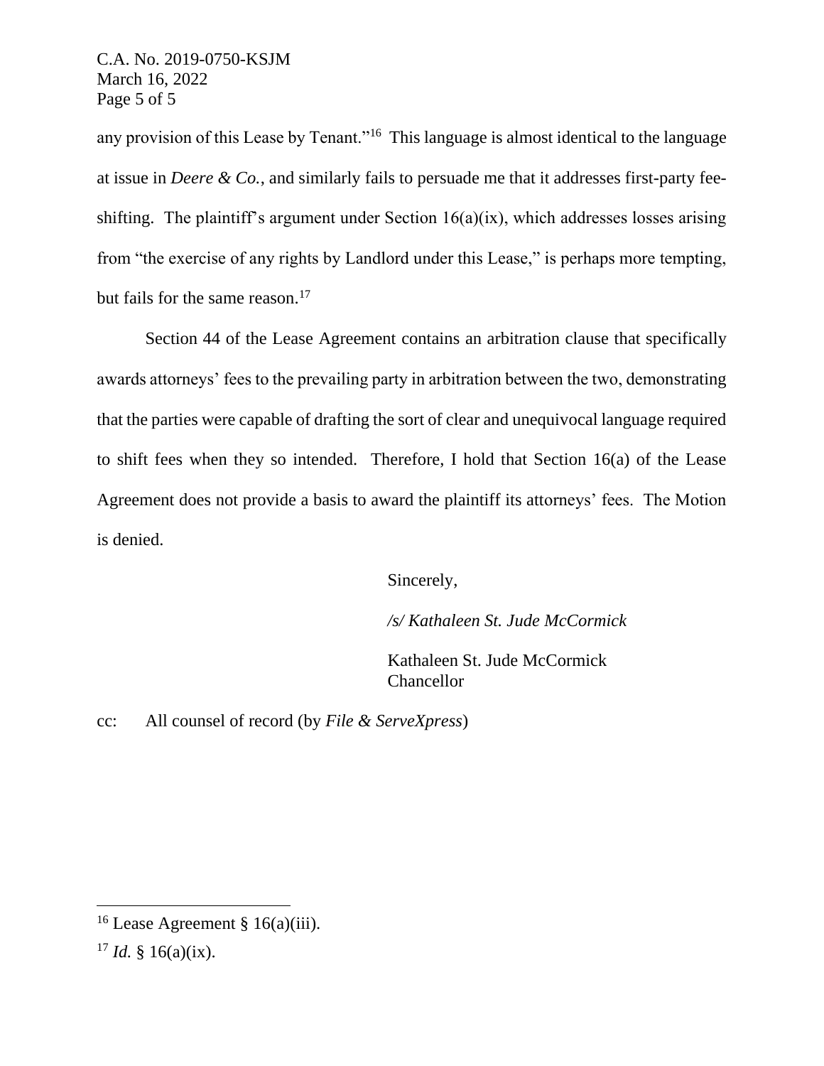any provision of this Lease by Tenant."[16] This language is almost identical to the language at issue in *Deere & Co.*, and similarly fails to persuade me that it addresses first-party fee-shifting. The plaintiff's argument under Section 16(a)(ix), which addresses losses arising from "the exercise of any rights by Landlord under this Lease," is perhaps more tempting, but fails for the same reason.[17]

Section 44 of the Lease Agreement contains an arbitration clause that specifically awards attorneys' fees to the prevailing party in arbitration between the two, demonstrating that the parties were capable of drafting the sort of clear and unequivocal language required to shift fees when they so intended. Therefore, I hold that Section 16(a) of the Lease Agreement does not provide a basis to award the plaintiff its attorneys' fees. The Motion is denied.

Sincerely,

*/s/ Kathaleen St. Jude McCormick*

Kathaleen St. Jude McCormick
Chancellor

cc: All counsel of record (by *File & ServeXpress*)

---

[16] Lease Agreement § 16(a)(iii).

[17] *Id.* § 16(a)(ix).